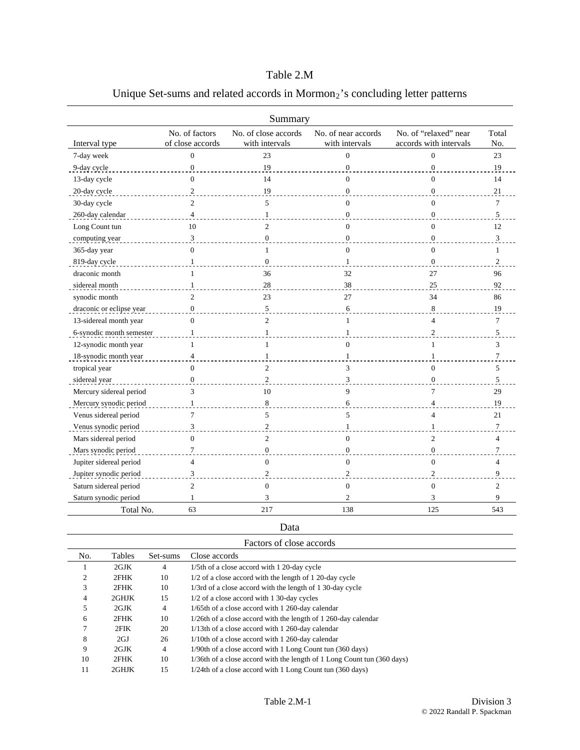# Table 2.M

## Unique Set-sums and related accords in $Mormon_2$'s concluding letter patterns

### Summary

| Interval type | No. of factors of close accords | No. of close accords with intervals | No. of near accords with intervals | No. of "relaxed" near accords with intervals | Total No. |
|---|---|---|---|---|---|
| 7-day week | 0 | 23 | 0 | 0 | 23 |
| 9-day cycle | 0 | 19 | 0 | 0 | 19 |
| 13-day cycle | 0 | 14 | 0 | 0 | 14 |
| 20-day cycle | 2 | 19 | 0 | 0 | 21 |
| 30-day cycle | 2 | 5 | 0 | 0 | 7 |
| 260-day calendar | 4 | 1 | 0 | 0 | 5 |
| Long Count tun | 10 | 2 | 0 | 0 | 12 |
| computing year | 3 | 0 | 0 | 0 | 3 |
| 365-day year | 0 | 1 | 0 | 0 | 1 |
| 819-day cycle | 1 | 0 | 1 | 0 | 2 |
| draconic month | 1 | 36 | 32 | 27 | 96 |
| sidereal month | 1 | 28 | 38 | 25 | 92 |
| synodic month | 2 | 23 | 27 | 34 | 86 |
| draconic or eclipse year | 0 | 5 | 6 | 8 | 19 |
| 13-sidereal month year | 0 | 2 | 1 | 4 | 7 |
| 6-synodic month semester | 1 | 1 | 1 | 2 | 5 |
| 12-synodic month year | 1 | 1 | 0 | 1 | 3 |
| 18-synodic month year | 4 | 1 | 1 | 1 | 7 |
| tropical year | 0 | 2 | 3 | 0 | 5 |
| sidereal year | 0 | 2 | 3 | 0 | 5 |
| Mercury sidereal period | 3 | 10 | 9 | 7 | 29 |
| Mercury synodic period | 1 | 8 | 6 | 4 | 19 |
| Venus sidereal period | 7 | 5 | 5 | 4 | 21 |
| Venus synodic period | 3 | 2 | 1 | 1 | 7 |
| Mars sidereal period | 0 | 2 | 0 | 2 | 4 |
| Mars synodic period | 7 | 0 | 0 | 0 | 7 |
| Jupiter sidereal period | 4 | 0 | 0 | 0 | 4 |
| Jupiter synodic period | 3 | 2 | 2 | 2 | 9 |
| Saturn sidereal period | 2 | 0 | 0 | 0 | 2 |
| Saturn synodic period | 1 | 3 | 2 | 3 | 9 |
| Total No. | 63 | 217 | 138 | 125 | 543 |

### Data

#### Factors of close accords

| No. | Tables | Set-sums | Close accords |
|---|---|---|---|
| 1 | 2GJK | 4 | 1/5th of a close accord with 1 20-day cycle |
| 2 | 2FHK | 10 | 1/2 of a close accord with the length of 1 20-day cycle |
| 3 | 2FHK | 10 | 1/3rd of a close accord with the length of 1 30-day cycle |
| 4 | 2GHJK | 15 | 1/2 of a close accord with 1 30-day cycles |
| 5 | 2GJK | 4 | 1/65th of a close accord with 1 260-day calendar |
| 6 | 2FHK | 10 | 1/26th of a close accord with the length of 1 260-day calendar |
| 7 | 2FIK | 20 | 1/13th of a close accord with 1 260-day calendar |
| 8 | 2GJ | 26 | 1/10th of a close accord with 1 260-day calendar |
| 9 | 2GJK | 4 | 1/90th of a close accord with 1 Long Count tun (360 days) |
| 10 | 2FHK | 10 | 1/36th of a close accord with the length of 1 Long Count tun (360 days) |
| 11 | 2GHJK | 15 | 1/24th of a close accord with 1 Long Count tun (360 days) |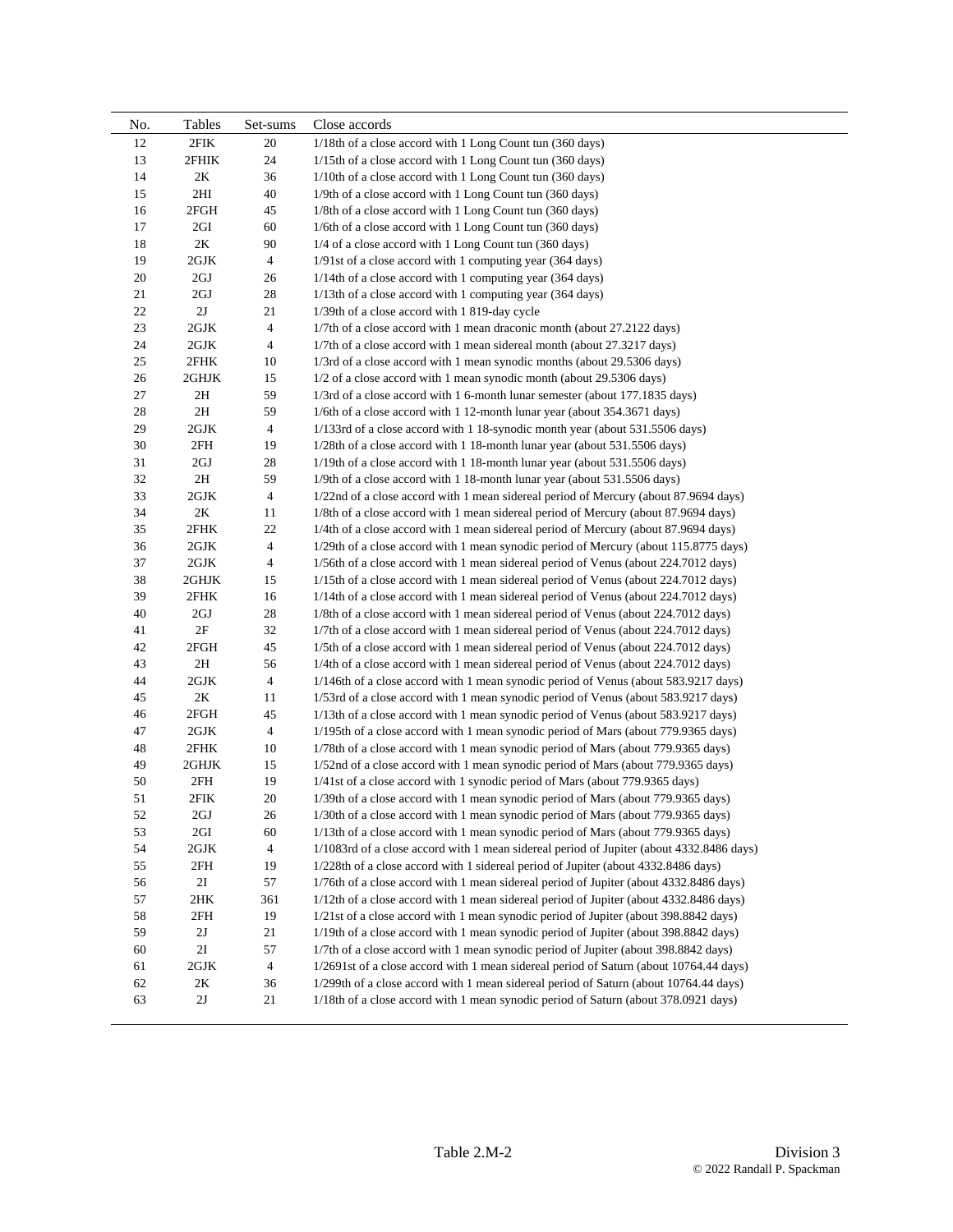| No. | Tables | Set-sums | Close accords |
|---|---|---|---|
| 12 | 2FIK | 20 | 1/18th of a close accord with 1 Long Count tun (360 days) |
| 13 | 2FHIK | 24 | 1/15th of a close accord with 1 Long Count tun (360 days) |
| 14 | 2K | 36 | 1/10th of a close accord with 1 Long Count tun (360 days) |
| 15 | 2HI | 40 | 1/9th of a close accord with 1 Long Count tun (360 days) |
| 16 | 2FGH | 45 | 1/8th of a close accord with 1 Long Count tun (360 days) |
| 17 | 2GI | 60 | 1/6th of a close accord with 1 Long Count tun (360 days) |
| 18 | 2K | 90 | 1/4 of a close accord with 1 Long Count tun (360 days) |
| 19 | 2GJK | 4 | 1/91st of a close accord with 1 computing year (364 days) |
| 20 | 2GJ | 26 | 1/14th of a close accord with 1 computing year (364 days) |
| 21 | 2GJ | 28 | 1/13th of a close accord with 1 computing year (364 days) |
| 22 | 2J | 21 | 1/39th of a close accord with 1 819-day cycle |
| 23 | 2GJK | 4 | 1/7th of a close accord with 1 mean draconic month (about 27.2122 days) |
| 24 | 2GJK | 4 | 1/7th of a close accord with 1 mean sidereal month (about 27.3217 days) |
| 25 | 2FHK | 10 | 1/3rd of a close accord with 1 mean synodic months (about 29.5306 days) |
| 26 | 2GHJK | 15 | 1/2 of a close accord with 1 mean synodic month (about 29.5306 days) |
| 27 | 2H | 59 | 1/3rd of a close accord with 1 6-month lunar semester (about 177.1835 days) |
| 28 | 2H | 59 | 1/6th of a close accord with 1 12-month lunar year (about 354.3671 days) |
| 29 | 2GJK | 4 | 1/133rd of a close accord with 1 18-synodic month year (about 531.5506 days) |
| 30 | 2FH | 19 | 1/28th of a close accord with 1 18-month lunar year (about 531.5506 days) |
| 31 | 2GJ | 28 | 1/19th of a close accord with 1 18-month lunar year (about 531.5506 days) |
| 32 | 2H | 59 | 1/9th of a close accord with 1 18-month lunar year (about 531.5506 days) |
| 33 | 2GJK | 4 | 1/22nd of a close accord with 1 mean sidereal period of Mercury (about 87.9694 days) |
| 34 | 2K | 11 | 1/8th of a close accord with 1 mean sidereal period of Mercury (about 87.9694 days) |
| 35 | 2FHK | 22 | 1/4th of a close accord with 1 mean sidereal period of Mercury (about 87.9694 days) |
| 36 | 2GJK | 4 | 1/29th of a close accord with 1 mean synodic period of Mercury (about 115.8775 days) |
| 37 | 2GJK | 4 | 1/56th of a close accord with 1 mean sidereal period of Venus (about 224.7012 days) |
| 38 | 2GHJK | 15 | 1/15th of a close accord with 1 mean sidereal period of Venus (about 224.7012 days) |
| 39 | 2FHK | 16 | 1/14th of a close accord with 1 mean sidereal period of Venus (about 224.7012 days) |
| 40 | 2GJ | 28 | 1/8th of a close accord with 1 mean sidereal period of Venus (about 224.7012 days) |
| 41 | 2F | 32 | 1/7th of a close accord with 1 mean sidereal period of Venus (about 224.7012 days) |
| 42 | 2FGH | 45 | 1/5th of a close accord with 1 mean sidereal period of Venus (about 224.7012 days) |
| 43 | 2H | 56 | 1/4th of a close accord with 1 mean sidereal period of Venus (about 224.7012 days) |
| 44 | 2GJK | 4 | 1/146th of a close accord with 1 mean synodic period of Venus (about 583.9217 days) |
| 45 | 2K | 11 | 1/53rd of a close accord with 1 mean synodic period of Venus (about 583.9217 days) |
| 46 | 2FGH | 45 | 1/13th of a close accord with 1 mean synodic period of Venus (about 583.9217 days) |
| 47 | 2GJK | 4 | 1/195th of a close accord with 1 mean synodic period of Mars (about 779.9365 days) |
| 48 | 2FHK | 10 | 1/78th of a close accord with 1 mean synodic period of Mars (about 779.9365 days) |
| 49 | 2GHJK | 15 | 1/52nd of a close accord with 1 mean synodic period of Mars (about 779.9365 days) |
| 50 | 2FH | 19 | 1/41st of a close accord with 1 synodic period of Mars (about 779.9365 days) |
| 51 | 2FIK | 20 | 1/39th of a close accord with 1 mean synodic period of Mars (about 779.9365 days) |
| 52 | 2GJ | 26 | 1/30th of a close accord with 1 mean synodic period of Mars (about 779.9365 days) |
| 53 | 2GI | 60 | 1/13th of a close accord with 1 mean synodic period of Mars (about 779.9365 days) |
| 54 | 2GJK | 4 | 1/1083rd of a close accord with 1 mean sidereal period of Jupiter (about 4332.8486 days) |
| 55 | 2FH | 19 | 1/228th of a close accord with 1 sidereal period of Jupiter (about 4332.8486 days) |
| 56 | 2I | 57 | 1/76th of a close accord with 1 mean sidereal period of Jupiter (about 4332.8486 days) |
| 57 | 2HK | 361 | 1/12th of a close accord with 1 mean sidereal period of Jupiter (about 4332.8486 days) |
| 58 | 2FH | 19 | 1/21st of a close accord with 1 mean synodic period of Jupiter (about 398.8842 days) |
| 59 | 2J | 21 | 1/19th of a close accord with 1 mean synodic period of Jupiter (about 398.8842 days) |
| 60 | 2I | 57 | 1/7th of a close accord with 1 mean synodic period of Jupiter (about 398.8842 days) |
| 61 | 2GJK | 4 | 1/2691st of a close accord with 1 mean sidereal period of Saturn (about 10764.44 days) |
| 62 | 2K | 36 | 1/299th of a close accord with 1 mean sidereal period of Saturn (about 10764.44 days) |
| 63 | 2J | 21 | 1/18th of a close accord with 1 mean synodic period of Saturn (about 378.0921 days) |

Table 2.M-2 Division 3

© 2022 Randall P. Spackman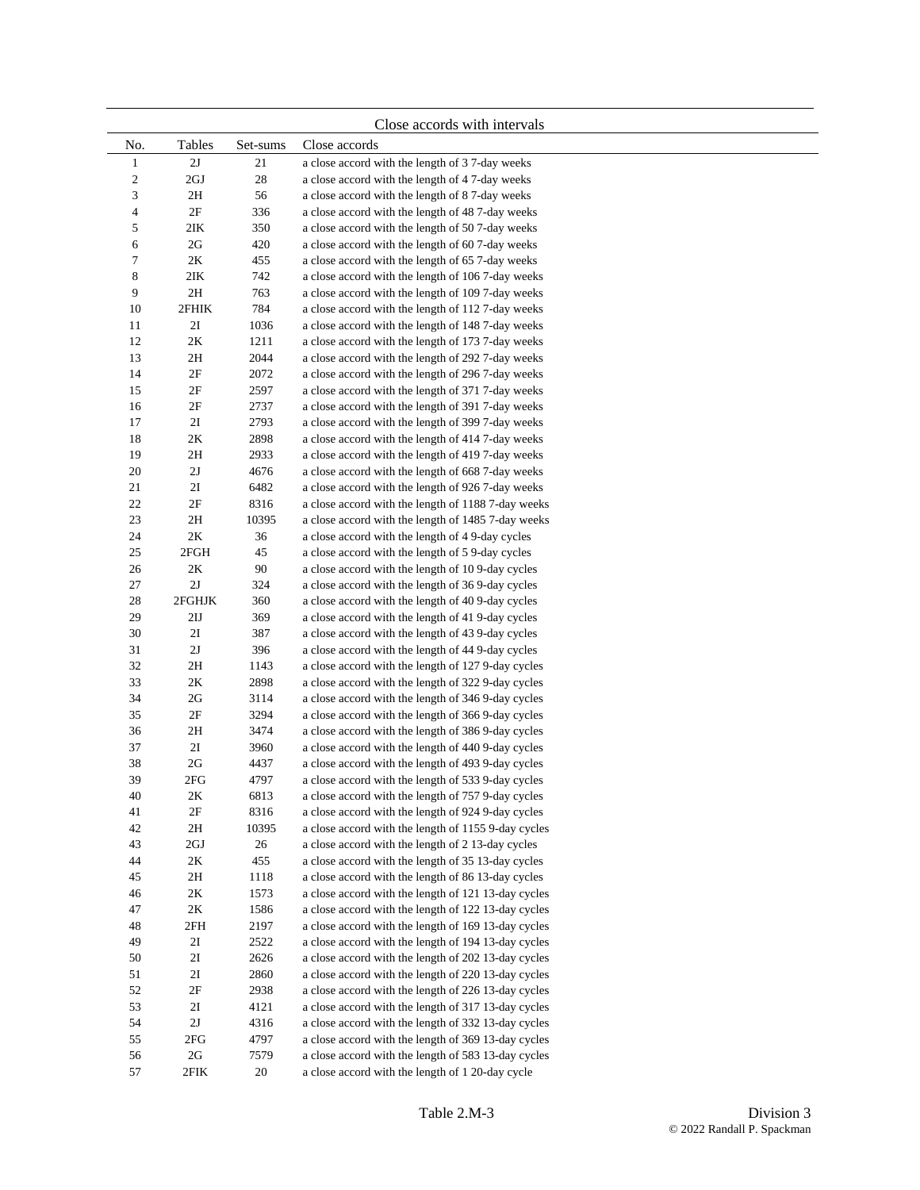| Close accords with intervals | | | |
|---|---|---|---|
| No. | Tables | Set-sums | Close accords |
| 1 | 2J | 21 | a close accord with the length of 3 7-day weeks |
| 2 | 2GJ | 28 | a close accord with the length of 4 7-day weeks |
| 3 | 2H | 56 | a close accord with the length of 8 7-day weeks |
| 4 | 2F | 336 | a close accord with the length of 48 7-day weeks |
| 5 | 2IK | 350 | a close accord with the length of 50 7-day weeks |
| 6 | 2G | 420 | a close accord with the length of 60 7-day weeks |
| 7 | 2K | 455 | a close accord with the length of 65 7-day weeks |
| 8 | 2IK | 742 | a close accord with the length of 106 7-day weeks |
| 9 | 2H | 763 | a close accord with the length of 109 7-day weeks |
| 10 | 2FHIK | 784 | a close accord with the length of 112 7-day weeks |
| 11 | 2I | 1036 | a close accord with the length of 148 7-day weeks |
| 12 | 2K | 1211 | a close accord with the length of 173 7-day weeks |
| 13 | 2H | 2044 | a close accord with the length of 292 7-day weeks |
| 14 | 2F | 2072 | a close accord with the length of 296 7-day weeks |
| 15 | 2F | 2597 | a close accord with the length of 371 7-day weeks |
| 16 | 2F | 2737 | a close accord with the length of 391 7-day weeks |
| 17 | 2I | 2793 | a close accord with the length of 399 7-day weeks |
| 18 | 2K | 2898 | a close accord with the length of 414 7-day weeks |
| 19 | 2H | 2933 | a close accord with the length of 419 7-day weeks |
| 20 | 2J | 4676 | a close accord with the length of 668 7-day weeks |
| 21 | 2I | 6482 | a close accord with the length of 926 7-day weeks |
| 22 | 2F | 8316 | a close accord with the length of 1188 7-day weeks |
| 23 | 2H | 10395 | a close accord with the length of 1485 7-day weeks |
| 24 | 2K | 36 | a close accord with the length of 4 9-day cycles |
| 25 | 2FGH | 45 | a close accord with the length of 5 9-day cycles |
| 26 | 2K | 90 | a close accord with the length of 10 9-day cycles |
| 27 | 2J | 324 | a close accord with the length of 36 9-day cycles |
| 28 | 2FGHJK | 360 | a close accord with the length of 40 9-day cycles |
| 29 | 2IJ | 369 | a close accord with the length of 41 9-day cycles |
| 30 | 2I | 387 | a close accord with the length of 43 9-day cycles |
| 31 | 2J | 396 | a close accord with the length of 44 9-day cycles |
| 32 | 2H | 1143 | a close accord with the length of 127 9-day cycles |
| 33 | 2K | 2898 | a close accord with the length of 322 9-day cycles |
| 34 | 2G | 3114 | a close accord with the length of 346 9-day cycles |
| 35 | 2F | 3294 | a close accord with the length of 366 9-day cycles |
| 36 | 2H | 3474 | a close accord with the length of 386 9-day cycles |
| 37 | 2I | 3960 | a close accord with the length of 440 9-day cycles |
| 38 | 2G | 4437 | a close accord with the length of 493 9-day cycles |
| 39 | 2FG | 4797 | a close accord with the length of 533 9-day cycles |
| 40 | 2K | 6813 | a close accord with the length of 757 9-day cycles |
| 41 | 2F | 8316 | a close accord with the length of 924 9-day cycles |
| 42 | 2H | 10395 | a close accord with the length of 1155 9-day cycles |
| 43 | 2GJ | 26 | a close accord with the length of 2 13-day cycles |
| 44 | 2K | 455 | a close accord with the length of 35 13-day cycles |
| 45 | 2H | 1118 | a close accord with the length of 86 13-day cycles |
| 46 | 2K | 1573 | a close accord with the length of 121 13-day cycles |
| 47 | 2K | 1586 | a close accord with the length of 122 13-day cycles |
| 48 | 2FH | 2197 | a close accord with the length of 169 13-day cycles |
| 49 | 2I | 2522 | a close accord with the length of 194 13-day cycles |
| 50 | 2I | 2626 | a close accord with the length of 202 13-day cycles |
| 51 | 2I | 2860 | a close accord with the length of 220 13-day cycles |
| 52 | 2F | 2938 | a close accord with the length of 226 13-day cycles |
| 53 | 2I | 4121 | a close accord with the length of 317 13-day cycles |
| 54 | 2J | 4316 | a close accord with the length of 332 13-day cycles |
| 55 | 2FG | 4797 | a close accord with the length of 369 13-day cycles |
| 56 | 2G | 7579 | a close accord with the length of 583 13-day cycles |
| 57 | 2FIK | 20 | a close accord with the length of 1 20-day cycle |

Table 2.M-3

Division 3

© 2022 Randall P. Spackman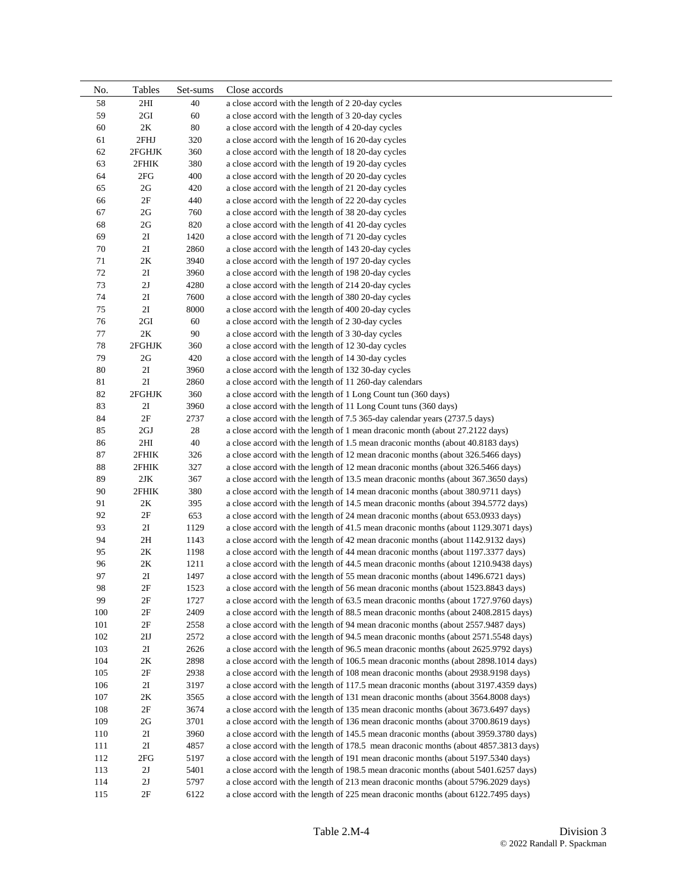| No. | Tables | Set-sums | Close accords |
|---|---|---|---|
| 58 | 2HI | 40 | a close accord with the length of 2 20-day cycles |
| 59 | 2GI | 60 | a close accord with the length of 3 20-day cycles |
| 60 | 2K | 80 | a close accord with the length of 4 20-day cycles |
| 61 | 2FHJ | 320 | a close accord with the length of 16 20-day cycles |
| 62 | 2FGHJK | 360 | a close accord with the length of 18 20-day cycles |
| 63 | 2FHIK | 380 | a close accord with the length of 19 20-day cycles |
| 64 | 2FG | 400 | a close accord with the length of 20 20-day cycles |
| 65 | 2G | 420 | a close accord with the length of 21 20-day cycles |
| 66 | 2F | 440 | a close accord with the length of 22 20-day cycles |
| 67 | 2G | 760 | a close accord with the length of 38 20-day cycles |
| 68 | 2G | 820 | a close accord with the length of 41 20-day cycles |
| 69 | 2I | 1420 | a close accord with the length of 71 20-day cycles |
| 70 | 2I | 2860 | a close accord with the length of 143 20-day cycles |
| 71 | 2K | 3940 | a close accord with the length of 197 20-day cycles |
| 72 | 2I | 3960 | a close accord with the length of 198 20-day cycles |
| 73 | 2J | 4280 | a close accord with the length of 214 20-day cycles |
| 74 | 2I | 7600 | a close accord with the length of 380 20-day cycles |
| 75 | 2I | 8000 | a close accord with the length of 400 20-day cycles |
| 76 | 2GI | 60 | a close accord with the length of 2 30-day cycles |
| 77 | 2K | 90 | a close accord with the length of 3 30-day cycles |
| 78 | 2FGHJK | 360 | a close accord with the length of 12 30-day cycles |
| 79 | 2G | 420 | a close accord with the length of 14 30-day cycles |
| 80 | 2I | 3960 | a close accord with the length of 132 30-day cycles |
| 81 | 2I | 2860 | a close accord with the length of 11 260-day calendars |
| 82 | 2FGHJK | 360 | a close accord with the length of 1 Long Count tun (360 days) |
| 83 | 2I | 3960 | a close accord with the length of 11 Long Count tuns (360 days) |
| 84 | 2F | 2737 | a close accord with the length of 7.5 365-day calendar years (2737.5 days) |
| 85 | 2GJ | 28 | a close accord with the length of 1 mean draconic month (about 27.2122 days) |
| 86 | 2HI | 40 | a close accord with the length of 1.5 mean draconic months (about 40.8183 days) |
| 87 | 2FHIK | 326 | a close accord with the length of 12 mean draconic months (about 326.5466 days) |
| 88 | 2FHIK | 327 | a close accord with the length of 12 mean draconic months (about 326.5466 days) |
| 89 | 2JK | 367 | a close accord with the length of 13.5 mean draconic months (about 367.3650 days) |
| 90 | 2FHIK | 380 | a close accord with the length of 14 mean draconic months (about 380.9711 days) |
| 91 | 2K | 395 | a close accord with the length of 14.5 mean draconic months (about 394.5772 days) |
| 92 | 2F | 653 | a close accord with the length of 24 mean draconic months (about 653.0933 days) |
| 93 | 2I | 1129 | a close accord with the length of 41.5 mean draconic months (about 1129.3071 days) |
| 94 | 2H | 1143 | a close accord with the length of 42 mean draconic months (about 1142.9132 days) |
| 95 | 2K | 1198 | a close accord with the length of 44 mean draconic months (about 1197.3377 days) |
| 96 | 2K | 1211 | a close accord with the length of 44.5 mean draconic months (about 1210.9438 days) |
| 97 | 2I | 1497 | a close accord with the length of 55 mean draconic months (about 1496.6721 days) |
| 98 | 2F | 1523 | a close accord with the length of 56 mean draconic months (about 1523.8843 days) |
| 99 | 2F | 1727 | a close accord with the length of 63.5 mean draconic months (about 1727.9760 days) |
| 100 | 2F | 2409 | a close accord with the length of 88.5 mean draconic months (about 2408.2815 days) |
| 101 | 2F | 2558 | a close accord with the length of 94 mean draconic months (about 2557.9487 days) |
| 102 | 2IJ | 2572 | a close accord with the length of 94.5 mean draconic months (about 2571.5548 days) |
| 103 | 2I | 2626 | a close accord with the length of 96.5 mean draconic months (about 2625.9792 days) |
| 104 | 2K | 2898 | a close accord with the length of 106.5 mean draconic months (about 2898.1014 days) |
| 105 | 2F | 2938 | a close accord with the length of 108 mean draconic months (about 2938.9198 days) |
| 106 | 2I | 3197 | a close accord with the length of 117.5 mean draconic months (about 3197.4359 days) |
| 107 | 2K | 3565 | a close accord with the length of 131 mean draconic months (about 3564.8008 days) |
| 108 | 2F | 3674 | a close accord with the length of 135 mean draconic months (about 3673.6497 days) |
| 109 | 2G | 3701 | a close accord with the length of 136 mean draconic months (about 3700.8619 days) |
| 110 | 2I | 3960 | a close accord with the length of 145.5 mean draconic months (about 3959.3780 days) |
| 111 | 2I | 4857 | a close accord with the length of 178.5 mean draconic months (about 4857.3813 days) |
| 112 | 2FG | 5197 | a close accord with the length of 191 mean draconic months (about 5197.5340 days) |
| 113 | 2J | 5401 | a close accord with the length of 198.5 mean draconic months (about 5401.6257 days) |
| 114 | 2J | 5797 | a close accord with the length of 213 mean draconic months (about 5796.2029 days) |
| 115 | 2F | 6122 | a close accord with the length of 225 mean draconic months (about 6122.7495 days) |

Table 2.M-4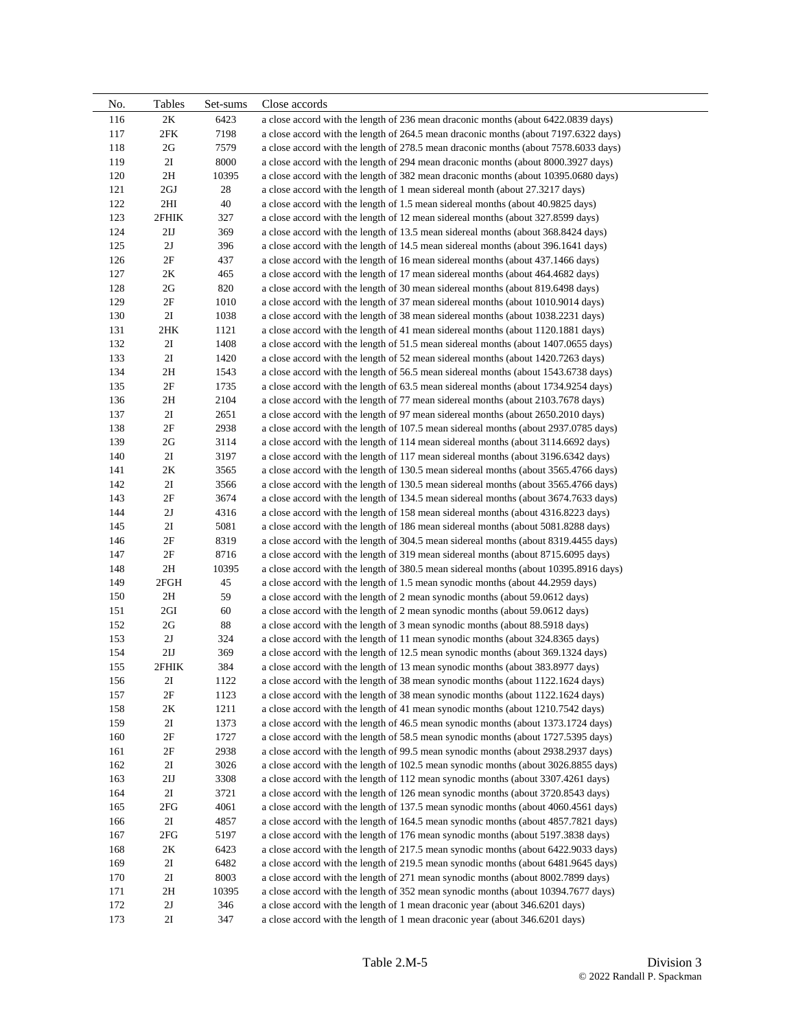| No. | Tables | Set-sums | Close accords |
|---|---|---|---|
| 116 | 2K | 6423 | a close accord with the length of 236 mean draconic months (about 6422.0839 days) |
| 117 | 2FK | 7198 | a close accord with the length of 264.5 mean draconic months (about 7197.6322 days) |
| 118 | 2G | 7579 | a close accord with the length of 278.5 mean draconic months (about 7578.6033 days) |
| 119 | 2I | 8000 | a close accord with the length of 294 mean draconic months (about 8000.3927 days) |
| 120 | 2H | 10395 | a close accord with the length of 382 mean draconic months (about 10395.0680 days) |
| 121 | 2GJ | 28 | a close accord with the length of 1 mean sidereal month (about 27.3217 days) |
| 122 | 2HI | 40 | a close accord with the length of 1.5 mean sidereal months (about 40.9825 days) |
| 123 | 2FHIK | 327 | a close accord with the length of 12 mean sidereal months (about 327.8599 days) |
| 124 | 2IJ | 369 | a close accord with the length of 13.5 mean sidereal months (about 368.8424 days) |
| 125 | 2J | 396 | a close accord with the length of 14.5 mean sidereal months (about 396.1641 days) |
| 126 | 2F | 437 | a close accord with the length of 16 mean sidereal months (about 437.1466 days) |
| 127 | 2K | 465 | a close accord with the length of 17 mean sidereal months (about 464.4682 days) |
| 128 | 2G | 820 | a close accord with the length of 30 mean sidereal months (about 819.6498 days) |
| 129 | 2F | 1010 | a close accord with the length of 37 mean sidereal months (about 1010.9014 days) |
| 130 | 2I | 1038 | a close accord with the length of 38 mean sidereal months (about 1038.2231 days) |
| 131 | 2HK | 1121 | a close accord with the length of 41 mean sidereal months (about 1120.1881 days) |
| 132 | 2I | 1408 | a close accord with the length of 51.5 mean sidereal months (about 1407.0655 days) |
| 133 | 2I | 1420 | a close accord with the length of 52 mean sidereal months (about 1420.7263 days) |
| 134 | 2H | 1543 | a close accord with the length of 56.5 mean sidereal months (about 1543.6738 days) |
| 135 | 2F | 1735 | a close accord with the length of 63.5 mean sidereal months (about 1734.9254 days) |
| 136 | 2H | 2104 | a close accord with the length of 77 mean sidereal months (about 2103.7678 days) |
| 137 | 2I | 2651 | a close accord with the length of 97 mean sidereal months (about 2650.2010 days) |
| 138 | 2F | 2938 | a close accord with the length of 107.5 mean sidereal months (about 2937.0785 days) |
| 139 | 2G | 3114 | a close accord with the length of 114 mean sidereal months (about 3114.6692 days) |
| 140 | 2I | 3197 | a close accord with the length of 117 mean sidereal months (about 3196.6342 days) |
| 141 | 2K | 3565 | a close accord with the length of 130.5 mean sidereal months (about 3565.4766 days) |
| 142 | 2I | 3566 | a close accord with the length of 130.5 mean sidereal months (about 3565.4766 days) |
| 143 | 2F | 3674 | a close accord with the length of 134.5 mean sidereal months (about 3674.7633 days) |
| 144 | 2J | 4316 | a close accord with the length of 158 mean sidereal months (about 4316.8223 days) |
| 145 | 2I | 5081 | a close accord with the length of 186 mean sidereal months (about 5081.8288 days) |
| 146 | 2F | 8319 | a close accord with the length of 304.5 mean sidereal months (about 8319.4455 days) |
| 147 | 2F | 8716 | a close accord with the length of 319 mean sidereal months (about 8715.6095 days) |
| 148 | 2H | 10395 | a close accord with the length of 380.5 mean sidereal months (about 10395.8916 days) |
| 149 | 2FGH | 45 | a close accord with the length of 1.5 mean synodic months (about 44.2959 days) |
| 150 | 2H | 59 | a close accord with the length of 2 mean synodic months (about 59.0612 days) |
| 151 | 2GI | 60 | a close accord with the length of 2 mean synodic months (about 59.0612 days) |
| 152 | 2G | 88 | a close accord with the length of 3 mean synodic months (about 88.5918 days) |
| 153 | 2J | 324 | a close accord with the length of 11 mean synodic months (about 324.8365 days) |
| 154 | 2IJ | 369 | a close accord with the length of 12.5 mean synodic months (about 369.1324 days) |
| 155 | 2FHIK | 384 | a close accord with the length of 13 mean synodic months (about 383.8977 days) |
| 156 | 2I | 1122 | a close accord with the length of 38 mean synodic months (about 1122.1624 days) |
| 157 | 2F | 1123 | a close accord with the length of 38 mean synodic months (about 1122.1624 days) |
| 158 | 2K | 1211 | a close accord with the length of 41 mean synodic months (about 1210.7542 days) |
| 159 | 2I | 1373 | a close accord with the length of 46.5 mean synodic months (about 1373.1724 days) |
| 160 | 2F | 1727 | a close accord with the length of 58.5 mean synodic months (about 1727.5395 days) |
| 161 | 2F | 2938 | a close accord with the length of 99.5 mean synodic months (about 2938.2937 days) |
| 162 | 2I | 3026 | a close accord with the length of 102.5 mean synodic months (about 3026.8855 days) |
| 163 | 2IJ | 3308 | a close accord with the length of 112 mean synodic months (about 3307.4261 days) |
| 164 | 2I | 3721 | a close accord with the length of 126 mean synodic months (about 3720.8543 days) |
| 165 | 2FG | 4061 | a close accord with the length of 137.5 mean synodic months (about 4060.4561 days) |
| 166 | 2I | 4857 | a close accord with the length of 164.5 mean synodic months (about 4857.7821 days) |
| 167 | 2FG | 5197 | a close accord with the length of 176 mean synodic months (about 5197.3838 days) |
| 168 | 2K | 6423 | a close accord with the length of 217.5 mean synodic months (about 6422.9033 days) |
| 169 | 2I | 6482 | a close accord with the length of 219.5 mean synodic months (about 6481.9645 days) |
| 170 | 2I | 8003 | a close accord with the length of 271 mean synodic months (about 8002.7899 days) |
| 171 | 2H | 10395 | a close accord with the length of 352 mean synodic months (about 10394.7677 days) |
| 172 | 2J | 346 | a close accord with the length of 1 mean draconic year (about 346.6201 days) |
| 173 | 2I | 347 | a close accord with the length of 1 mean draconic year (about 346.6201 days) |

Table 2.M-5

Division 3

© 2022 Randall P. Spackman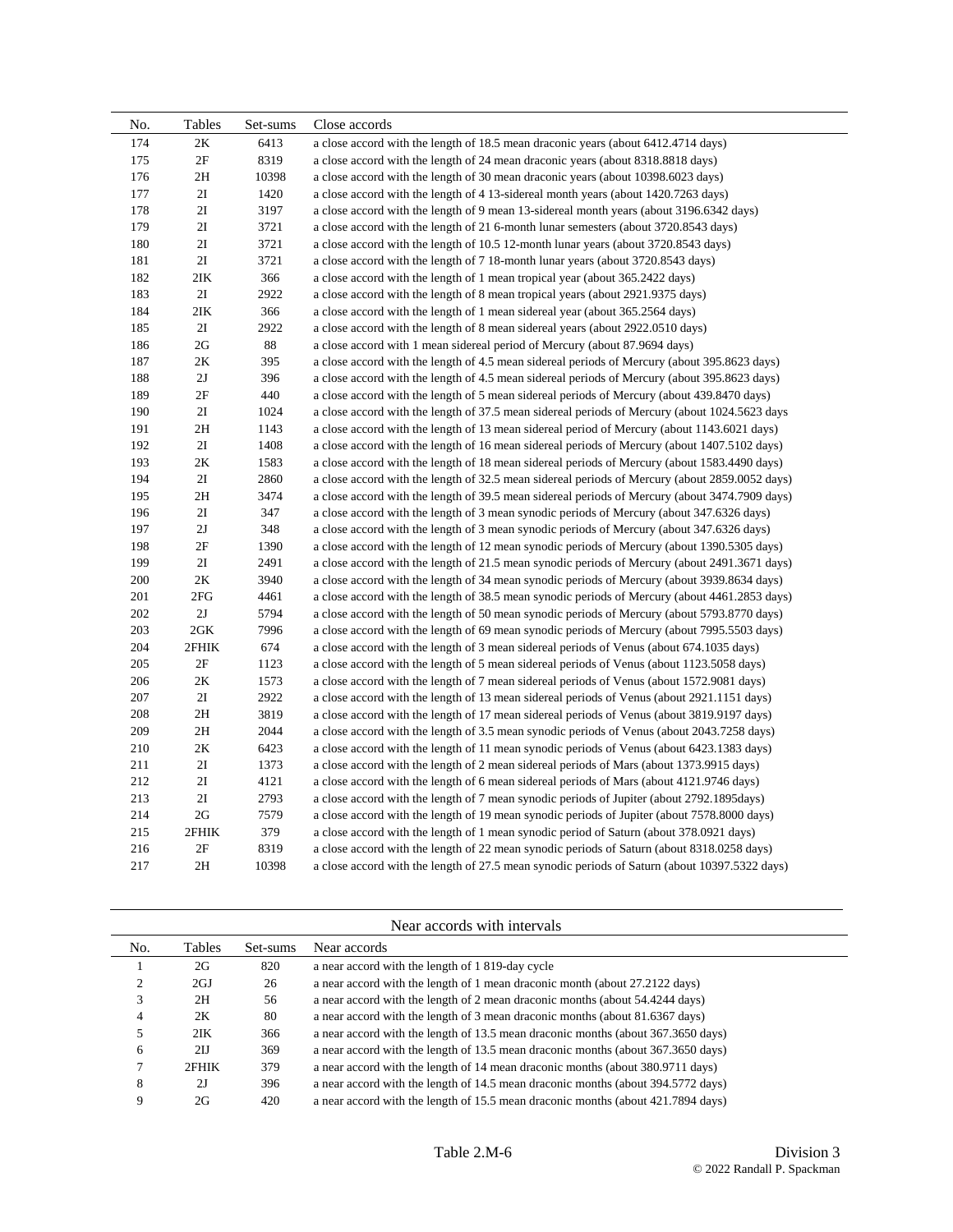| No. | Tables | Set-sums | Close accords |
|---|---|---|---|
| 174 | 2K | 6413 | a close accord with the length of 18.5 mean draconic years (about 6412.4714 days) |
| 175 | 2F | 8319 | a close accord with the length of 24 mean draconic years (about 8318.8818 days) |
| 176 | 2H | 10398 | a close accord with the length of 30 mean draconic years (about 10398.6023 days) |
| 177 | 2I | 1420 | a close accord with the length of 4 13-sidereal month years (about 1420.7263 days) |
| 178 | 2I | 3197 | a close accord with the length of 9 mean 13-sidereal month years (about 3196.6342 days) |
| 179 | 2I | 3721 | a close accord with the length of 21 6-month lunar semesters (about 3720.8543 days) |
| 180 | 2I | 3721 | a close accord with the length of 10.5 12-month lunar years (about 3720.8543 days) |
| 181 | 2I | 3721 | a close accord with the length of 7 18-month lunar years (about 3720.8543 days) |
| 182 | 2IK | 366 | a close accord with the length of 1 mean tropical year (about 365.2422 days) |
| 183 | 2I | 2922 | a close accord with the length of 8 mean tropical years (about 2921.9375 days) |
| 184 | 2IK | 366 | a close accord with the length of 1 mean sidereal year (about 365.2564 days) |
| 185 | 2I | 2922 | a close accord with the length of 8 mean sidereal years (about 2922.0510 days) |
| 186 | 2G | 88 | a close accord with 1 mean sidereal period of Mercury (about 87.9694 days) |
| 187 | 2K | 395 | a close accord with the length of 4.5 mean sidereal periods of Mercury (about 395.8623 days) |
| 188 | 2J | 396 | a close accord with the length of 4.5 mean sidereal periods of Mercury (about 395.8623 days) |
| 189 | 2F | 440 | a close accord with the length of 5 mean sidereal periods of Mercury (about 439.8470 days) |
| 190 | 2I | 1024 | a close accord with the length of 37.5 mean sidereal periods of Mercury (about 1024.5623 days |
| 191 | 2H | 1143 | a close accord with the length of 13 mean sidereal period of Mercury (about 1143.6021 days) |
| 192 | 2I | 1408 | a close accord with the length of 16 mean sidereal periods of Mercury (about 1407.5102 days) |
| 193 | 2K | 1583 | a close accord with the length of 18 mean sidereal periods of Mercury (about 1583.4490 days) |
| 194 | 2I | 2860 | a close accord with the length of 32.5 mean sidereal periods of Mercury (about 2859.0052 days) |
| 195 | 2H | 3474 | a close accord with the length of 39.5 mean sidereal periods of Mercury (about 3474.7909 days) |
| 196 | 2I | 347 | a close accord with the length of 3 mean synodic periods of Mercury (about 347.6326 days) |
| 197 | 2J | 348 | a close accord with the length of 3 mean synodic periods of Mercury (about 347.6326 days) |
| 198 | 2F | 1390 | a close accord with the length of 12 mean synodic periods of Mercury (about 1390.5305 days) |
| 199 | 2I | 2491 | a close accord with the length of 21.5 mean synodic periods of Mercury (about 2491.3671 days) |
| 200 | 2K | 3940 | a close accord with the length of 34 mean synodic periods of Mercury (about 3939.8634 days) |
| 201 | 2FG | 4461 | a close accord with the length of 38.5 mean synodic periods of Mercury (about 4461.2853 days) |
| 202 | 2J | 5794 | a close accord with the length of 50 mean synodic periods of Mercury (about 5793.8770 days) |
| 203 | 2GK | 7996 | a close accord with the length of 69 mean synodic periods of Mercury (about 7995.5503 days) |
| 204 | 2FHIK | 674 | a close accord with the length of 3 mean sidereal periods of Venus (about 674.1035 days) |
| 205 | 2F | 1123 | a close accord with the length of 5 mean sidereal periods of Venus (about 1123.5058 days) |
| 206 | 2K | 1573 | a close accord with the length of 7 mean sidereal periods of Venus (about 1572.9081 days) |
| 207 | 2I | 2922 | a close accord with the length of 13 mean sidereal periods of Venus (about 2921.1151 days) |
| 208 | 2H | 3819 | a close accord with the length of 17 mean sidereal periods of Venus (about 3819.9197 days) |
| 209 | 2H | 2044 | a close accord with the length of 3.5 mean synodic periods of Venus (about 2043.7258 days) |
| 210 | 2K | 6423 | a close accord with the length of 11 mean synodic periods of Venus (about 6423.1383 days) |
| 211 | 2I | 1373 | a close accord with the length of 2 mean sidereal periods of Mars (about 1373.9915 days) |
| 212 | 2I | 4121 | a close accord with the length of 6 mean sidereal periods of Mars (about 4121.9746 days) |
| 213 | 2I | 2793 | a close accord with the length of 7 mean synodic periods of Jupiter (about 2792.1895days) |
| 214 | 2G | 7579 | a close accord with the length of 19 mean synodic periods of Jupiter (about 7578.8000 days) |
| 215 | 2FHIK | 379 | a close accord with the length of 1 mean synodic period of Saturn (about 378.0921 days) |
| 216 | 2F | 8319 | a close accord with the length of 22 mean synodic periods of Saturn (about 8318.0258 days) |
| 217 | 2H | 10398 | a close accord with the length of 27.5 mean synodic periods of Saturn (about 10397.5322 days) |

Near accords with intervals

| No. | Tables | Set-sums | Near accords |
|---|---|---|---|
| 1 | 2G | 820 | a near accord with the length of 1 819-day cycle |
| 2 | 2GJ | 26 | a near accord with the length of 1 mean draconic month (about 27.2122 days) |
| 3 | 2H | 56 | a near accord with the length of 2 mean draconic months (about 54.4244 days) |
| 4 | 2K | 80 | a near accord with the length of 3 mean draconic months (about 81.6367 days) |
| 5 | 2IK | 366 | a near accord with the length of 13.5 mean draconic months (about 367.3650 days) |
| 6 | 2IJ | 369 | a near accord with the length of 13.5 mean draconic months (about 367.3650 days) |
| 7 | 2FHIK | 379 | a near accord with the length of 14 mean draconic months (about 380.9711 days) |
| 8 | 2J | 396 | a near accord with the length of 14.5 mean draconic months (about 394.5772 days) |
| 9 | 2G | 420 | a near accord with the length of 15.5 mean draconic months (about 421.7894 days) |

Table 2.M-6

Division 3

© 2022 Randall P. Spackman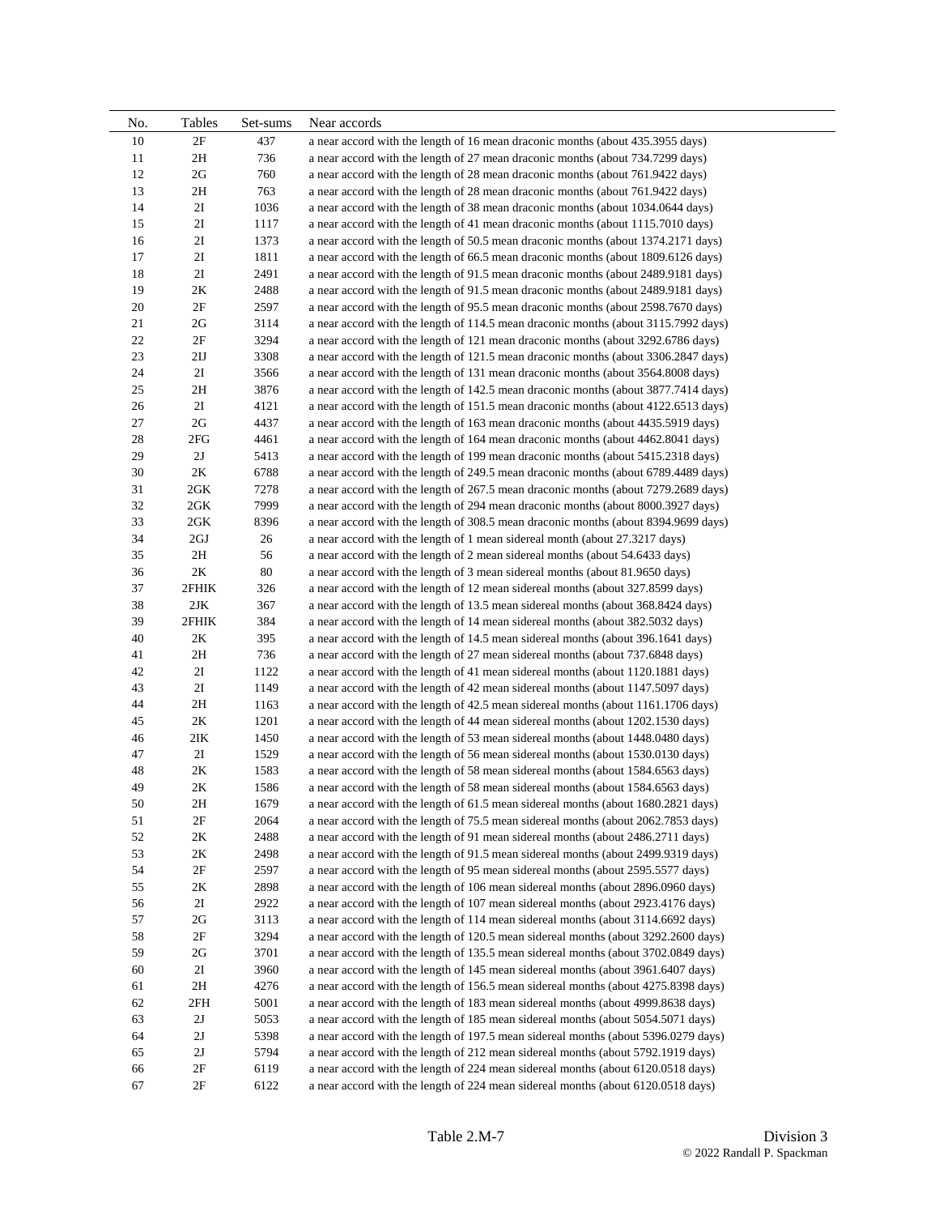| No. | Tables | Set-sums | Near accords |
|---|---|---|---|
| 10 | 2F | 437 | a near accord with the length of 16 mean draconic months (about 435.3955 days) |
| 11 | 2H | 736 | a near accord with the length of 27 mean draconic months (about 734.7299 days) |
| 12 | 2G | 760 | a near accord with the length of 28 mean draconic months (about 761.9422 days) |
| 13 | 2H | 763 | a near accord with the length of 28 mean draconic months (about 761.9422 days) |
| 14 | 2I | 1036 | a near accord with the length of 38 mean draconic months (about 1034.0644 days) |
| 15 | 2I | 1117 | a near accord with the length of 41 mean draconic months (about 1115.7010 days) |
| 16 | 2I | 1373 | a near accord with the length of 50.5 mean draconic months (about 1374.2171 days) |
| 17 | 2I | 1811 | a near accord with the length of 66.5 mean draconic months (about 1809.6126 days) |
| 18 | 2I | 2491 | a near accord with the length of 91.5 mean draconic months (about 2489.9181 days) |
| 19 | 2K | 2488 | a near accord with the length of 91.5 mean draconic months (about 2489.9181 days) |
| 20 | 2F | 2597 | a near accord with the length of 95.5 mean draconic months (about 2598.7670 days) |
| 21 | 2G | 3114 | a near accord with the length of 114.5 mean draconic months (about 3115.7992 days) |
| 22 | 2F | 3294 | a near accord with the length of 121 mean draconic months (about 3292.6786 days) |
| 23 | 2IJ | 3308 | a near accord with the length of 121.5 mean draconic months (about 3306.2847 days) |
| 24 | 2I | 3566 | a near accord with the length of 131 mean draconic months (about 3564.8008 days) |
| 25 | 2H | 3876 | a near accord with the length of 142.5 mean draconic months (about 3877.7414 days) |
| 26 | 2I | 4121 | a near accord with the length of 151.5 mean draconic months (about 4122.6513 days) |
| 27 | 2G | 4437 | a near accord with the length of 163 mean draconic months (about 4435.5919 days) |
| 28 | 2FG | 4461 | a near accord with the length of 164 mean draconic months (about 4462.8041 days) |
| 29 | 2J | 5413 | a near accord with the length of 199 mean draconic months (about 5415.2318 days) |
| 30 | 2K | 6788 | a near accord with the length of 249.5 mean draconic months (about 6789.4489 days) |
| 31 | 2GK | 7278 | a near accord with the length of 267.5 mean draconic months (about 7279.2689 days) |
| 32 | 2GK | 7999 | a near accord with the length of 294 mean draconic months (about 8000.3927 days) |
| 33 | 2GK | 8396 | a near accord with the length of 308.5 mean draconic months (about 8394.9699 days) |
| 34 | 2GJ | 26 | a near accord with the length of 1 mean sidereal month (about 27.3217 days) |
| 35 | 2H | 56 | a near accord with the length of 2 mean sidereal months (about 54.6433 days) |
| 36 | 2K | 80 | a near accord with the length of 3 mean sidereal months (about 81.9650 days) |
| 37 | 2FHIK | 326 | a near accord with the length of 12 mean sidereal months (about 327.8599 days) |
| 38 | 2JK | 367 | a near accord with the length of 13.5 mean sidereal months (about 368.8424 days) |
| 39 | 2FHIK | 384 | a near accord with the length of 14 mean sidereal months (about 382.5032 days) |
| 40 | 2K | 395 | a near accord with the length of 14.5 mean sidereal months (about 396.1641 days) |
| 41 | 2H | 736 | a near accord with the length of 27 mean sidereal months (about 737.6848 days) |
| 42 | 2I | 1122 | a near accord with the length of 41 mean sidereal months (about 1120.1881 days) |
| 43 | 2I | 1149 | a near accord with the length of 42 mean sidereal months (about 1147.5097 days) |
| 44 | 2H | 1163 | a near accord with the length of 42.5 mean sidereal months (about 1161.1706 days) |
| 45 | 2K | 1201 | a near accord with the length of 44 mean sidereal months (about 1202.1530 days) |
| 46 | 2IK | 1450 | a near accord with the length of 53 mean sidereal months (about 1448.0480 days) |
| 47 | 2I | 1529 | a near accord with the length of 56 mean sidereal months (about 1530.0130 days) |
| 48 | 2K | 1583 | a near accord with the length of 58 mean sidereal months (about 1584.6563 days) |
| 49 | 2K | 1586 | a near accord with the length of 58 mean sidereal months (about 1584.6563 days) |
| 50 | 2H | 1679 | a near accord with the length of 61.5 mean sidereal months (about 1680.2821 days) |
| 51 | 2F | 2064 | a near accord with the length of 75.5 mean sidereal months (about 2062.7853 days) |
| 52 | 2K | 2488 | a near accord with the length of 91 mean sidereal months (about 2486.2711 days) |
| 53 | 2K | 2498 | a near accord with the length of 91.5 mean sidereal months (about 2499.9319 days) |
| 54 | 2F | 2597 | a near accord with the length of 95 mean sidereal months (about 2595.5577 days) |
| 55 | 2K | 2898 | a near accord with the length of 106 mean sidereal months (about 2896.0960 days) |
| 56 | 2I | 2922 | a near accord with the length of 107 mean sidereal months (about 2923.4176 days) |
| 57 | 2G | 3113 | a near accord with the length of 114 mean sidereal months (about 3114.6692 days) |
| 58 | 2F | 3294 | a near accord with the length of 120.5 mean sidereal months (about 3292.2600 days) |
| 59 | 2G | 3701 | a near accord with the length of 135.5 mean sidereal months (about 3702.0849 days) |
| 60 | 2I | 3960 | a near accord with the length of 145 mean sidereal months (about 3961.6407 days) |
| 61 | 2H | 4276 | a near accord with the length of 156.5 mean sidereal months (about 4275.8398 days) |
| 62 | 2FH | 5001 | a near accord with the length of 183 mean sidereal months (about 4999.8638 days) |
| 63 | 2J | 5053 | a near accord with the length of 185 mean sidereal months (about 5054.5071 days) |
| 64 | 2J | 5398 | a near accord with the length of 197.5 mean sidereal months (about 5396.0279 days) |
| 65 | 2J | 5794 | a near accord with the length of 212 mean sidereal months (about 5792.1919 days) |
| 66 | 2F | 6119 | a near accord with the length of 224 mean sidereal months (about 6120.0518 days) |
| 67 | 2F | 6122 | a near accord with the length of 224 mean sidereal months (about 6120.0518 days) |

Table 2.M-7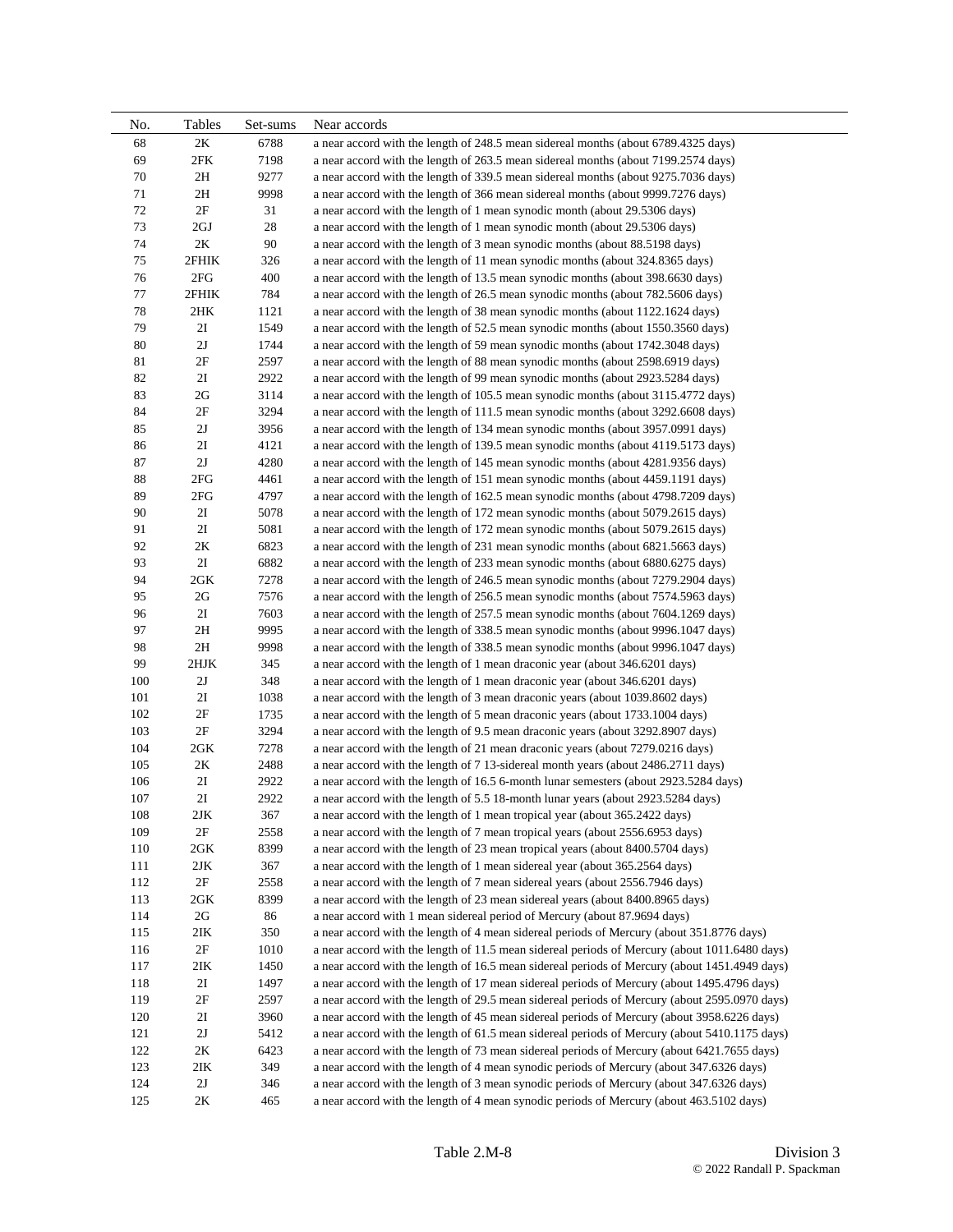| No. | Tables | Set-sums | Near accords |
|---|---|---|---|
| 68 | 2K | 6788 | a near accord with the length of 248.5 mean sidereal months (about 6789.4325 days) |
| 69 | 2FK | 7198 | a near accord with the length of 263.5 mean sidereal months (about 7199.2574 days) |
| 70 | 2H | 9277 | a near accord with the length of 339.5 mean sidereal months (about 9275.7036 days) |
| 71 | 2H | 9998 | a near accord with the length of 366 mean sidereal months (about 9999.7276 days) |
| 72 | 2F | 31 | a near accord with the length of 1 mean synodic month (about 29.5306 days) |
| 73 | 2GJ | 28 | a near accord with the length of 1 mean synodic month (about 29.5306 days) |
| 74 | 2K | 90 | a near accord with the length of 3 mean synodic months (about 88.5198 days) |
| 75 | 2FHIK | 326 | a near accord with the length of 11 mean synodic months (about 324.8365 days) |
| 76 | 2FG | 400 | a near accord with the length of 13.5 mean synodic months (about 398.6630 days) |
| 77 | 2FHIK | 784 | a near accord with the length of 26.5 mean synodic months (about 782.5606 days) |
| 78 | 2HK | 1121 | a near accord with the length of 38 mean synodic months (about 1122.1624 days) |
| 79 | 2I | 1549 | a near accord with the length of 52.5 mean synodic months (about 1550.3560 days) |
| 80 | 2J | 1744 | a near accord with the length of 59 mean synodic months (about 1742.3048 days) |
| 81 | 2F | 2597 | a near accord with the length of 88 mean synodic months (about 2598.6919 days) |
| 82 | 2I | 2922 | a near accord with the length of 99 mean synodic months (about 2923.5284 days) |
| 83 | 2G | 3114 | a near accord with the length of 105.5 mean synodic months (about 3115.4772 days) |
| 84 | 2F | 3294 | a near accord with the length of 111.5 mean synodic months (about 3292.6608 days) |
| 85 | 2J | 3956 | a near accord with the length of 134 mean synodic months (about 3957.0991 days) |
| 86 | 2I | 4121 | a near accord with the length of 139.5 mean synodic months (about 4119.5173 days) |
| 87 | 2J | 4280 | a near accord with the length of 145 mean synodic months (about 4281.9356 days) |
| 88 | 2FG | 4461 | a near accord with the length of 151 mean synodic months (about 4459.1191 days) |
| 89 | 2FG | 4797 | a near accord with the length of 162.5 mean synodic months (about 4798.7209 days) |
| 90 | 2I | 5078 | a near accord with the length of 172 mean synodic months (about 5079.2615 days) |
| 91 | 2I | 5081 | a near accord with the length of 172 mean synodic months (about 5079.2615 days) |
| 92 | 2K | 6823 | a near accord with the length of 231 mean synodic months (about 6821.5663 days) |
| 93 | 2I | 6882 | a near accord with the length of 233 mean synodic months (about 6880.6275 days) |
| 94 | 2GK | 7278 | a near accord with the length of 246.5 mean synodic months (about 7279.2904 days) |
| 95 | 2G | 7576 | a near accord with the length of 256.5 mean synodic months (about 7574.5963 days) |
| 96 | 2I | 7603 | a near accord with the length of 257.5 mean synodic months (about 7604.1269 days) |
| 97 | 2H | 9995 | a near accord with the length of 338.5 mean synodic months (about 9996.1047 days) |
| 98 | 2H | 9998 | a near accord with the length of 338.5 mean synodic months (about 9996.1047 days) |
| 99 | 2HJK | 345 | a near accord with the length of 1 mean draconic year (about 346.6201 days) |
| 100 | 2J | 348 | a near accord with the length of 1 mean draconic year (about 346.6201 days) |
| 101 | 2I | 1038 | a near accord with the length of 3 mean draconic years (about 1039.8602 days) |
| 102 | 2F | 1735 | a near accord with the length of 5 mean draconic years (about 1733.1004 days) |
| 103 | 2F | 3294 | a near accord with the length of 9.5 mean draconic years (about 3292.8907 days) |
| 104 | 2GK | 7278 | a near accord with the length of 21 mean draconic years (about 7279.0216 days) |
| 105 | 2K | 2488 | a near accord with the length of 7 13-sidereal month years (about 2486.2711 days) |
| 106 | 2I | 2922 | a near accord with the length of 16.5 6-month lunar semesters (about 2923.5284 days) |
| 107 | 2I | 2922 | a near accord with the length of 5.5 18-month lunar years (about 2923.5284 days) |
| 108 | 2JK | 367 | a near accord with the length of 1 mean tropical year (about 365.2422 days) |
| 109 | 2F | 2558 | a near accord with the length of 7 mean tropical years (about 2556.6953 days) |
| 110 | 2GK | 8399 | a near accord with the length of 23 mean tropical years (about 8400.5704 days) |
| 111 | 2JK | 367 | a near accord with the length of 1 mean sidereal year (about 365.2564 days) |
| 112 | 2F | 2558 | a near accord with the length of 7 mean sidereal years (about 2556.7946 days) |
| 113 | 2GK | 8399 | a near accord with the length of 23 mean sidereal years (about 8400.8965 days) |
| 114 | 2G | 86 | a near accord with 1 mean sidereal period of Mercury (about 87.9694 days) |
| 115 | 2IK | 350 | a near accord with the length of 4 mean sidereal periods of Mercury (about 351.8776 days) |
| 116 | 2F | 1010 | a near accord with the length of 11.5 mean sidereal periods of Mercury (about 1011.6480 days) |
| 117 | 2IK | 1450 | a near accord with the length of 16.5 mean sidereal periods of Mercury (about 1451.4949 days) |
| 118 | 2I | 1497 | a near accord with the length of 17 mean sidereal periods of Mercury (about 1495.4796 days) |
| 119 | 2F | 2597 | a near accord with the length of 29.5 mean sidereal periods of Mercury (about 2595.0970 days) |
| 120 | 2I | 3960 | a near accord with the length of 45 mean sidereal periods of Mercury (about 3958.6226 days) |
| 121 | 2J | 5412 | a near accord with the length of 61.5 mean sidereal periods of Mercury (about 5410.1175 days) |
| 122 | 2K | 6423 | a near accord with the length of 73 mean sidereal periods of Mercury (about 6421.7655 days) |
| 123 | 2IK | 349 | a near accord with the length of 4 mean synodic periods of Mercury (about 347.6326 days) |
| 124 | 2J | 346 | a near accord with the length of 3 mean synodic periods of Mercury (about 347.6326 days) |
| 125 | 2K | 465 | a near accord with the length of 4 mean synodic periods of Mercury (about 463.5102 days) |

Table 2.M-8

Division 3

© 2022 Randall P. Spackman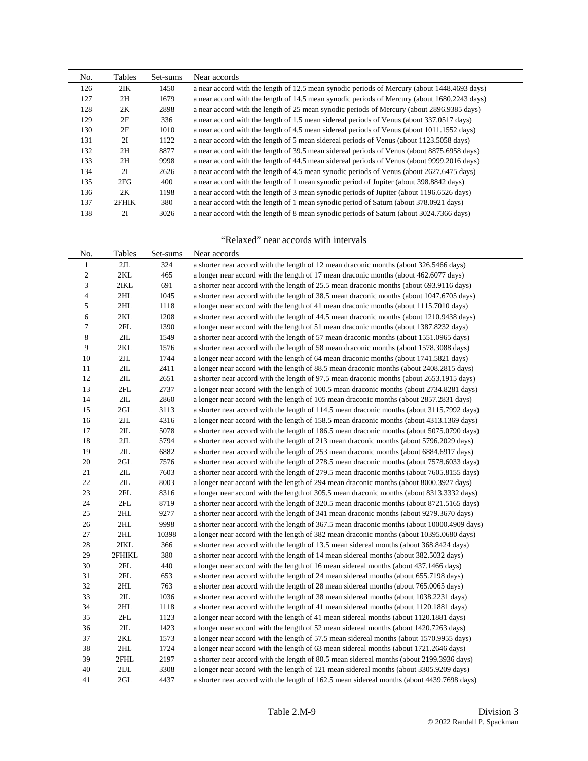| No. | Tables | Set-sums | Near accords |
|---|---|---|---|
| 126 | 2IK | 1450 | a near accord with the length of 12.5 mean synodic periods of Mercury (about 1448.4693 days) |
| 127 | 2H | 1679 | a near accord with the length of 14.5 mean synodic periods of Mercury (about 1680.2243 days) |
| 128 | 2K | 2898 | a near accord with the length of 25 mean synodic periods of Mercury (about 2896.9385 days) |
| 129 | 2F | 336 | a near accord with the length of 1.5 mean sidereal periods of Venus (about 337.0517 days) |
| 130 | 2F | 1010 | a near accord with the length of 4.5 mean sidereal periods of Venus (about 1011.1552 days) |
| 131 | 2I | 1122 | a near accord with the length of 5 mean sidereal periods of Venus (about 1123.5058 days) |
| 132 | 2H | 8877 | a near accord with the length of 39.5 mean sidereal periods of Venus (about 8875.6958 days) |
| 133 | 2H | 9998 | a near accord with the length of 44.5 mean sidereal periods of Venus (about 9999.2016 days) |
| 134 | 2I | 2626 | a near accord with the length of 4.5 mean synodic periods of Venus (about 2627.6475 days) |
| 135 | 2FG | 400 | a near accord with the length of 1 mean synodic period of Jupiter (about 398.8842 days) |
| 136 | 2K | 1198 | a near accord with the length of 3 mean synodic periods of Jupiter (about 1196.6526 days) |
| 137 | 2FHIK | 380 | a near accord with the length of 1 mean synodic period of Saturn (about 378.0921 days) |
| 138 | 2I | 3026 | a near accord with the length of 8 mean synodic periods of Saturn (about 3024.7366 days) |

“Relaxed” near accords with intervals

| No. | Tables | Set-sums | Near accords |
|---|---|---|---|
| 1 | 2JL | 324 | a shorter near accord with the length of 12 mean draconic months (about 326.5466 days) |
| 2 | 2KL | 465 | a longer near accord with the length of 17 mean draconic months (about 462.6077 days) |
| 3 | 2IKL | 691 | a shorter near accord with the length of 25.5 mean draconic months (about 693.9116 days) |
| 4 | 2HL | 1045 | a shorter near accord with the length of 38.5 mean draconic months (about 1047.6705 days) |
| 5 | 2HL | 1118 | a longer near accord with the length of 41 mean draconic months (about 1115.7010 days) |
| 6 | 2KL | 1208 | a shorter near accord with the length of 44.5 mean draconic months (about 1210.9438 days) |
| 7 | 2FL | 1390 | a longer near accord with the length of 51 mean draconic months (about 1387.8232 days) |
| 8 | 2IL | 1549 | a shorter near accord with the length of 57 mean draconic months (about 1551.0965 days) |
| 9 | 2KL | 1576 | a shorter near accord with the length of 58 mean draconic months (about 1578.3088 days) |
| 10 | 2JL | 1744 | a longer near accord with the length of 64 mean draconic months (about 1741.5821 days) |
| 11 | 2IL | 2411 | a longer near accord with the length of 88.5 mean draconic months (about 2408.2815 days) |
| 12 | 2IL | 2651 | a shorter near accord with the length of 97.5 mean draconic months (about 2653.1915 days) |
| 13 | 2FL | 2737 | a longer near accord with the length of 100.5 mean draconic months (about 2734.8281 days) |
| 14 | 2IL | 2860 | a longer near accord with the length of 105 mean draconic months (about 2857.2831 days) |
| 15 | 2GL | 3113 | a shorter near accord with the length of 114.5 mean draconic months (about 3115.7992 days) |
| 16 | 2JL | 4316 | a longer near accord with the length of 158.5 mean draconic months (about 4313.1369 days) |
| 17 | 2IL | 5078 | a shorter near accord with the length of 186.5 mean draconic months (about 5075.0790 days) |
| 18 | 2JL | 5794 | a shorter near accord with the length of 213 mean draconic months (about 5796.2029 days) |
| 19 | 2IL | 6882 | a shorter near accord with the length of 253 mean draconic months (about 6884.6917 days) |
| 20 | 2GL | 7576 | a shorter near accord with the length of 278.5 mean draconic months (about 7578.6033 days) |
| 21 | 2IL | 7603 | a shorter near accord with the length of 279.5 mean draconic months (about 7605.8155 days) |
| 22 | 2IL | 8003 | a longer near accord with the length of 294 mean draconic months (about 8000.3927 days) |
| 23 | 2FL | 8316 | a longer near accord with the length of 305.5 mean draconic months (about 8313.3332 days) |
| 24 | 2FL | 8719 | a shorter near accord with the length of 320.5 mean draconic months (about 8721.5165 days) |
| 25 | 2HL | 9277 | a shorter near accord with the length of 341 mean draconic months (about 9279.3670 days) |
| 26 | 2HL | 9998 | a shorter near accord with the length of 367.5 mean draconic months (about 10000.4909 days) |
| 27 | 2HL | 10398 | a longer near accord with the length of 382 mean draconic months (about 10395.0680 days) |
| 28 | 2IKL | 366 | a shorter near accord with the length of 13.5 mean sidereal months (about 368.8424 days) |
| 29 | 2FHIKL | 380 | a shorter near accord with the length of 14 mean sidereal months (about 382.5032 days) |
| 30 | 2FL | 440 | a longer near accord with the length of 16 mean sidereal months (about 437.1466 days) |
| 31 | 2FL | 653 | a shorter near accord with the length of 24 mean sidereal months (about 655.7198 days) |
| 32 | 2HL | 763 | a shorter near accord with the length of 28 mean sidereal months (about 765.0065 days) |
| 33 | 2IL | 1036 | a shorter near accord with the length of 38 mean sidereal months (about 1038.2231 days) |
| 34 | 2HL | 1118 | a shorter near accord with the length of 41 mean sidereal months (about 1120.1881 days) |
| 35 | 2FL | 1123 | a longer near accord with the length of 41 mean sidereal months (about 1120.1881 days) |
| 36 | 2IL | 1423 | a longer near accord with the length of 52 mean sidereal months (about 1420.7263 days) |
| 37 | 2KL | 1573 | a longer near accord with the length of 57.5 mean sidereal months (about 1570.9955 days) |
| 38 | 2HL | 1724 | a longer near accord with the length of 63 mean sidereal months (about 1721.2646 days) |
| 39 | 2FHL | 2197 | a shorter near accord with the length of 80.5 mean sidereal months (about 2199.3936 days) |
| 40 | 2IJL | 3308 | a longer near accord with the length of 121 mean sidereal months (about 3305.9209 days) |
| 41 | 2GL | 4437 | a shorter near accord with the length of 162.5 mean sidereal months (about 4439.7698 days) |

Table 2.M-9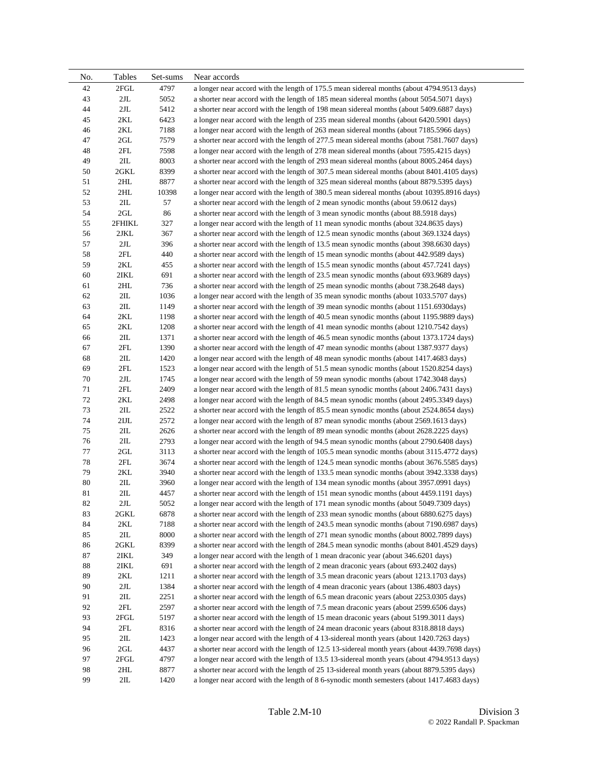| No. | Tables | Set-sums | Near accords |
|---|---|---|---|
| 42 | 2FGL | 4797 | a longer near accord with the length of 175.5 mean sidereal months (about 4794.9513 days) |
| 43 | 2JL | 5052 | a shorter near accord with the length of 185 mean sidereal months (about 5054.5071 days) |
| 44 | 2JL | 5412 | a shorter near accord with the length of 198 mean sidereal months (about 5409.6887 days) |
| 45 | 2KL | 6423 | a longer near accord with the length of 235 mean sidereal months (about 6420.5901 days) |
| 46 | 2KL | 7188 | a longer near accord with the length of 263 mean sidereal months (about 7185.5966 days) |
| 47 | 2GL | 7579 | a shorter near accord with the length of 277.5 mean sidereal months (about 7581.7607 days) |
| 48 | 2FL | 7598 | a longer near accord with the length of 278 mean sidereal months (about 7595.4215 days) |
| 49 | 2IL | 8003 | a shorter near accord with the length of 293 mean sidereal months (about 8005.2464 days) |
| 50 | 2GKL | 8399 | a shorter near accord with the length of 307.5 mean sidereal months (about 8401.4105 days) |
| 51 | 2HL | 8877 | a shorter near accord with the length of 325 mean sidereal months (about 8879.5395 days) |
| 52 | 2HL | 10398 | a longer near accord with the length of 380.5 mean sidereal months (about 10395.8916 days) |
| 53 | 2IL | 57 | a shorter near accord with the length of 2 mean synodic months (about 59.0612 days) |
| 54 | 2GL | 86 | a shorter near accord with the length of 3 mean synodic months (about 88.5918 days) |
| 55 | 2FHIKL | 327 | a longer near accord with the length of 11 mean synodic months (about 324.8635 days) |
| 56 | 2JKL | 367 | a shorter near accord with the length of 12.5 mean synodic months (about 369.1324 days) |
| 57 | 2JL | 396 | a shorter near accord with the length of 13.5 mean synodic months (about 398.6630 days) |
| 58 | 2FL | 440 | a shorter near accord with the length of 15 mean synodic months (about 442.9589 days) |
| 59 | 2KL | 455 | a shorter near accord with the length of 15.5 mean synodic months (about 457.7241 days) |
| 60 | 2IKL | 691 | a shorter near accord with the length of 23.5 mean synodic months (about 693.9689 days) |
| 61 | 2HL | 736 | a shorter near accord with the length of 25 mean synodic months (about 738.2648 days) |
| 62 | 2IL | 1036 | a longer near accord with the length of 35 mean synodic months (about 1033.5707 days) |
| 63 | 2IL | 1149 | a shorter near accord with the length of 39 mean synodic months (about 1151.6930days) |
| 64 | 2KL | 1198 | a shorter near accord with the length of 40.5 mean synodic months (about 1195.9889 days) |
| 65 | 2KL | 1208 | a shorter near accord with the length of 41 mean synodic months (about 1210.7542 days) |
| 66 | 2IL | 1371 | a shorter near accord with the length of 46.5 mean synodic months (about 1373.1724 days) |
| 67 | 2FL | 1390 | a shorter near accord with the length of 47 mean synodic months (about 1387.9377 days) |
| 68 | 2IL | 1420 | a longer near accord with the length of 48 mean synodic months (about 1417.4683 days) |
| 69 | 2FL | 1523 | a longer near accord with the length of 51.5 mean synodic months (about 1520.8254 days) |
| 70 | 2JL | 1745 | a longer near accord with the length of 59 mean synodic months (about 1742.3048 days) |
| 71 | 2FL | 2409 | a longer near accord with the length of 81.5 mean synodic months (about 2406.7431 days) |
| 72 | 2KL | 2498 | a longer near accord with the length of 84.5 mean synodic months (about 2495.3349 days) |
| 73 | 2IL | 2522 | a shorter near accord with the length of 85.5 mean synodic months (about 2524.8654 days) |
| 74 | 2IJL | 2572 | a longer near accord with the length of 87 mean synodic months (about 2569.1613 days) |
| 75 | 2IL | 2626 | a shorter near accord with the length of 89 mean synodic months (about 2628.2225 days) |
| 76 | 2IL | 2793 | a longer near accord with the length of 94.5 mean synodic months (about 2790.6408 days) |
| 77 | 2GL | 3113 | a shorter near accord with the length of 105.5 mean synodic months (about 3115.4772 days) |
| 78 | 2FL | 3674 | a shorter near accord with the length of 124.5 mean synodic months (about 3676.5585 days) |
| 79 | 2KL | 3940 | a shorter near accord with the length of 133.5 mean synodic months (about 3942.3338 days) |
| 80 | 2IL | 3960 | a longer near accord with the length of 134 mean synodic months (about 3957.0991 days) |
| 81 | 2IL | 4457 | a shorter near accord with the length of 151 mean synodic months (about 4459.1191 days) |
| 82 | 2JL | 5052 | a longer near accord with the length of 171 mean synodic months (about 5049.7309 days) |
| 83 | 2GKL | 6878 | a shorter near accord with the length of 233 mean synodic months (about 6880.6275 days) |
| 84 | 2KL | 7188 | a shorter near accord with the length of 243.5 mean synodic months (about 7190.6987 days) |
| 85 | 2IL | 8000 | a shorter near accord with the length of 271 mean synodic months (about 8002.7899 days) |
| 86 | 2GKL | 8399 | a shorter near accord with the length of 284.5 mean synodic months (about 8401.4529 days) |
| 87 | 2IKL | 349 | a longer near accord with the length of 1 mean draconic year (about 346.6201 days) |
| 88 | 2IKL | 691 | a shorter near accord with the length of 2 mean draconic years (about 693.2402 days) |
| 89 | 2KL | 1211 | a shorter near accord with the length of 3.5 mean draconic years (about 1213.1703 days) |
| 90 | 2JL | 1384 | a shorter near accord with the length of 4 mean draconic years (about 1386.4803 days) |
| 91 | 2IL | 2251 | a shorter near accord with the length of 6.5 mean draconic years (about 2253.0305 days) |
| 92 | 2FL | 2597 | a shorter near accord with the length of 7.5 mean draconic years (about 2599.6506 days) |
| 93 | 2FGL | 5197 | a shorter near accord with the length of 15 mean draconic years (about 5199.3011 days) |
| 94 | 2FL | 8316 | a shorter near accord with the length of 24 mean draconic years (about 8318.8818 days) |
| 95 | 2IL | 1423 | a longer near accord with the length of 4 13-sidereal month years (about 1420.7263 days) |
| 96 | 2GL | 4437 | a shorter near accord with the length of 12.5 13-sidereal month years (about 4439.7698 days) |
| 97 | 2FGL | 4797 | a longer near accord with the length of 13.5 13-sidereal month years (about 4794.9513 days) |
| 98 | 2HL | 8877 | a shorter near accord with the length of 25 13-sidereal month years (about 8879.5395 days) |
| 99 | 2IL | 1420 | a longer near accord with the length of 8 6-synodic month semesters (about 1417.4683 days) |

Table 2.M-10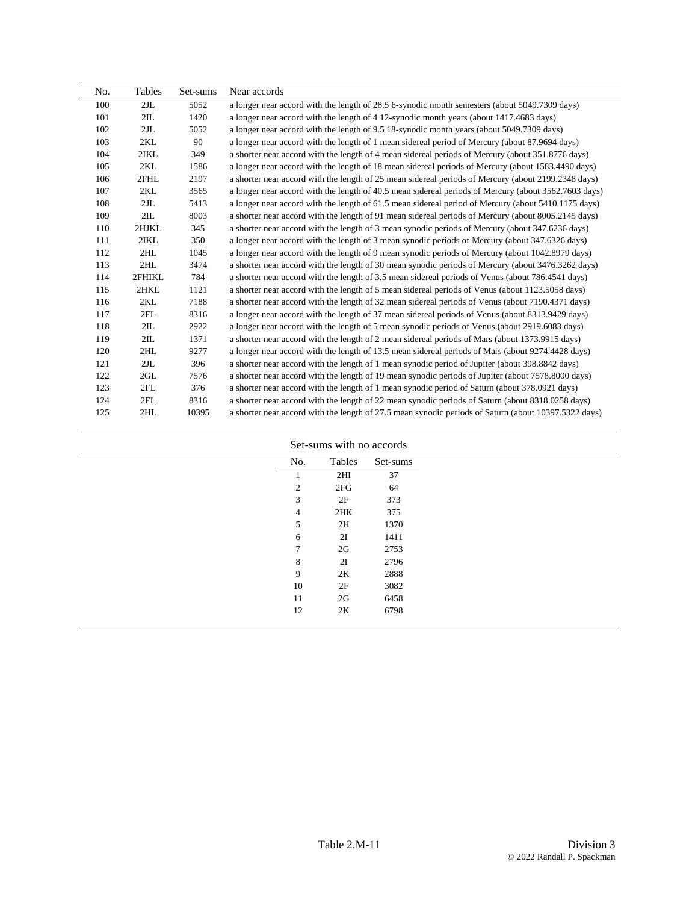| No. | Tables | Set-sums | Near accords |
|---|---|---|---|
| 100 | 2JL | 5052 | a longer near accord with the length of 28.5 6-synodic month semesters (about 5049.7309 days) |
| 101 | 2IL | 1420 | a longer near accord with the length of 4 12-synodic month years (about 1417.4683 days) |
| 102 | 2JL | 5052 | a longer near accord with the length of 9.5 18-synodic month years (about 5049.7309 days) |
| 103 | 2KL | 90 | a longer near accord with the length of 1 mean sidereal period of Mercury (about 87.9694 days) |
| 104 | 2IKL | 349 | a shorter near accord with the length of 4 mean sidereal periods of Mercury (about 351.8776 days) |
| 105 | 2KL | 1586 | a longer near accord with the length of 18 mean sidereal periods of Mercury (about 1583.4490 days) |
| 106 | 2FHL | 2197 | a shorter near accord with the length of 25 mean sidereal periods of Mercury (about 2199.2348 days) |
| 107 | 2KL | 3565 | a longer near accord with the length of 40.5 mean sidereal periods of Mercury (about 3562.7603 days) |
| 108 | 2JL | 5413 | a longer near accord with the length of 61.5 mean sidereal period of Mercury (about 5410.1175 days) |
| 109 | 2IL | 8003 | a shorter near accord with the length of 91 mean sidereal periods of Mercury (about 8005.2145 days) |
| 110 | 2HJKL | 345 | a shorter near accord with the length of 3 mean synodic periods of Mercury (about 347.6236 days) |
| 111 | 2IKL | 350 | a longer near accord with the length of 3 mean synodic periods of Mercury (about 347.6326 days) |
| 112 | 2HL | 1045 | a longer near accord with the length of 9 mean synodic periods of Mercury (about 1042.8979 days) |
| 113 | 2HL | 3474 | a shorter near accord with the length of 30 mean synodic periods of Mercury (about 3476.3262 days) |
| 114 | 2FHIKL | 784 | a shorter near accord with the length of 3.5 mean sidereal periods of Venus (about 786.4541 days) |
| 115 | 2HKL | 1121 | a shorter near accord with the length of 5 mean sidereal periods of Venus (about 1123.5058 days) |
| 116 | 2KL | 7188 | a shorter near accord with the length of 32 mean sidereal periods of Venus (about 7190.4371 days) |
| 117 | 2FL | 8316 | a longer near accord with the length of 37 mean sidereal periods of Venus (about 8313.9429 days) |
| 118 | 2IL | 2922 | a longer near accord with the length of 5 mean synodic periods of Venus (about 2919.6083 days) |
| 119 | 2IL | 1371 | a shorter near accord with the length of 2 mean sidereal periods of Mars (about 1373.9915 days) |
| 120 | 2HL | 9277 | a longer near accord with the length of 13.5 mean sidereal periods of Mars (about 9274.4428 days) |
| 121 | 2JL | 396 | a shorter near accord with the length of 1 mean synodic period of Jupiter (about 398.8842 days) |
| 122 | 2GL | 7576 | a shorter near accord with the length of 19 mean synodic periods of Jupiter (about 7578.8000 days) |
| 123 | 2FL | 376 | a shorter near accord with the length of 1 mean synodic period of Saturn (about 378.0921 days) |
| 124 | 2FL | 8316 | a shorter near accord with the length of 22 mean synodic periods of Saturn (about 8318.0258 days) |
| 125 | 2HL | 10395 | a shorter near accord with the length of 27.5 mean synodic periods of Saturn (about 10397.5322 days) |

Set-sums with no accords

| No. | Tables | Set-sums |
|---|---|---|
| 1 | 2HI | 37 |
| 2 | 2FG | 64 |
| 3 | 2F | 373 |
| 4 | 2HK | 375 |
| 5 | 2H | 1370 |
| 6 | 2I | 1411 |
| 7 | 2G | 2753 |
| 8 | 2I | 2796 |
| 9 | 2K | 2888 |
| 10 | 2F | 3082 |
| 11 | 2G | 6458 |
| 12 | 2K | 6798 |

Table 2.M-11

Division 3

© 2022 Randall P. Spackman